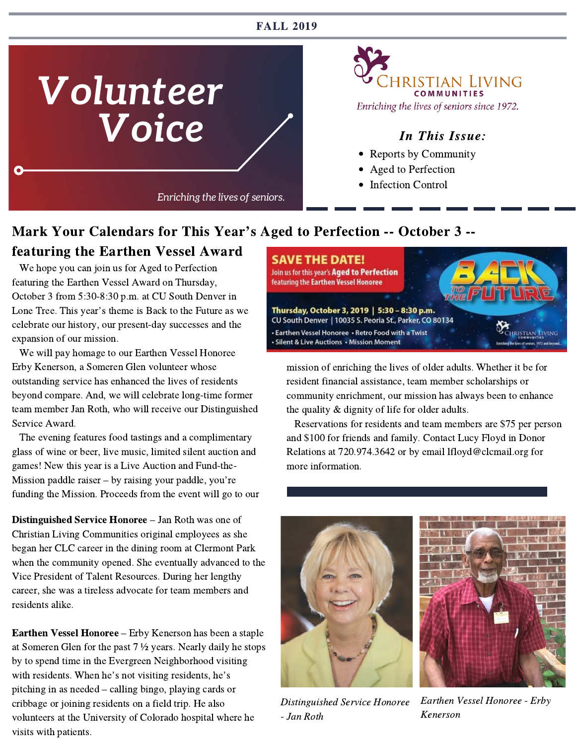FALL 2019

# Volunteer Voice

*Enriching the lives of seniors.*

Christian Living Communities
*Enriching the lives of seniors since 1972.*

### *In This Issue:*

- Reports by Community
- Aged to Perfection
- Infection Control

## Mark Your Calendars for This Year's Aged to Perfection -- October 3 -- featuring the Earthen Vessel Award

SAVE THE DATE!
Join us for this year's **Aged to Perfection** featuring the Earthen Vessel Honoree
**Thursday, October 3, 2019 | 5:30 – 8:30 p.m.**
CU South Denver | 10035 S. Peoria St., Parker, CO 80134
• Earthen Vessel Honoree • Retro Food with a Twist
• Silent & Live Auctions • Mission Moment
BACK TO THE FUTURE

We hope you can join us for Aged to Perfection featuring the Earthen Vessel Award on Thursday, October 3 from 5:30-8:30 p.m. at CU South Denver in Lone Tree. This year's theme is Back to the Future as we celebrate our history, our present-day successes and the expansion of our mission.

We will pay homage to our Earthen Vessel Honoree Erby Kenerson, a Someren Glen volunteer whose outstanding service has enhanced the lives of residents beyond compare. And, we will celebrate long-time former team member Jan Roth, who will receive our Distinguished Service Award.

The evening features food tastings and a complimentary glass of wine or beer, live music, limited silent auction and games! New this year is a Live Auction and Fund-the-Mission paddle raiser – by raising your paddle, you're funding the Mission. Proceeds from the event will go to our mission of enriching the lives of older adults. Whether it be for resident financial assistance, team member scholarships or community enrichment, our mission has always been to enhance the quality & dignity of life for older adults.

Reservations for residents and team members are $75 per person and $100 for friends and family. Contact Lucy Floyd in Donor Relations at 720.974.3642 or by email lfloyd@clcmail.org for more information.

**Distinguished Service Honoree** – Jan Roth was one of Christian Living Communities original employees as she began her CLC career in the dining room at Clermont Park when the community opened. She eventually advanced to the Vice President of Talent Resources. During her lengthy career, she was a tireless advocate for team members and residents alike.

**Earthen Vessel Honoree** – Erby Kenerson has been a staple at Someren Glen for the past 7 ½ years. Nearly daily he stops by to spend time in the Evergreen Neighborhood visiting with residents. When he's not visiting residents, he's pitching in as needed – calling bingo, playing cards or cribbage or joining residents on a field trip. He also volunteers at the University of Colorado hospital where he visits with patients.

*Distinguished Service Honoree - Jan Roth*

*Earthen Vessel Honoree - Erby Kenerson*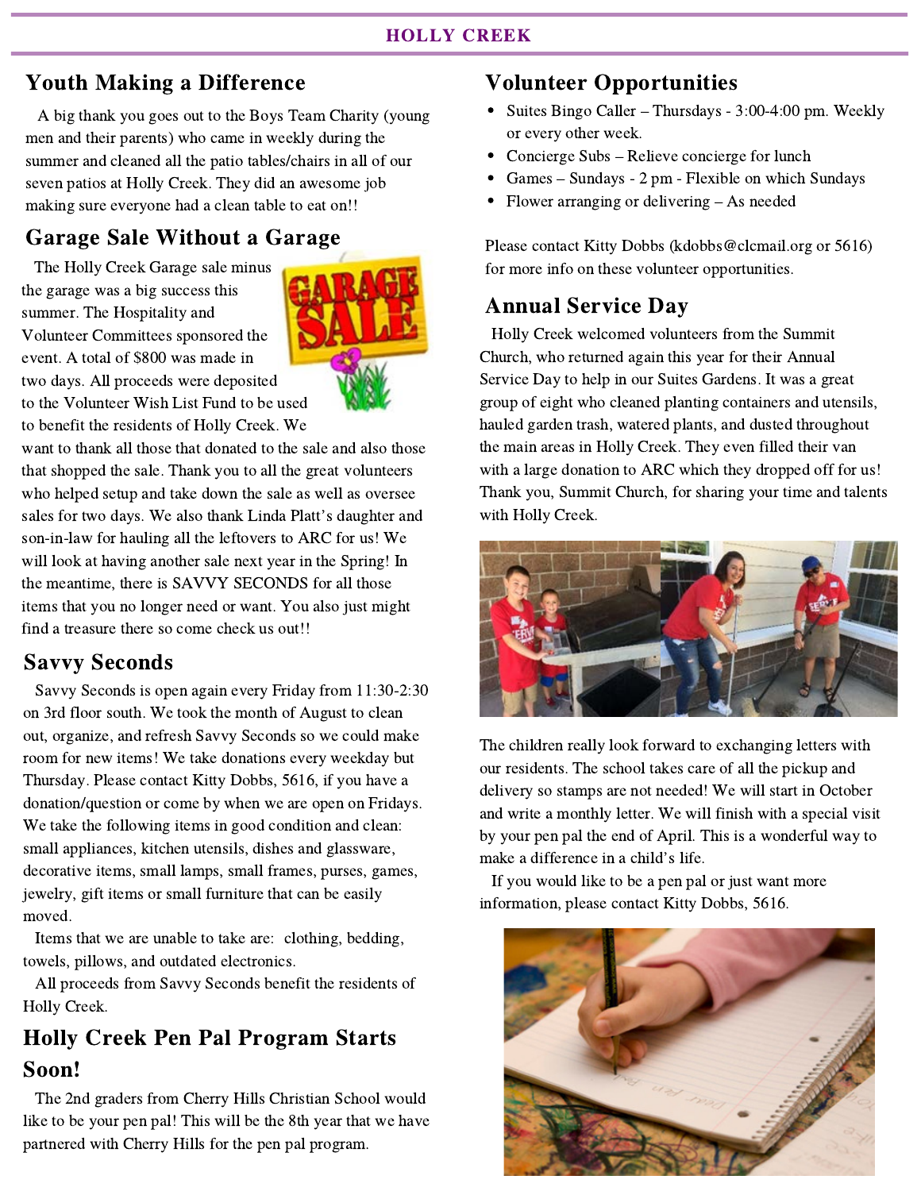## Youth Making a Difference

A big thank you goes out to the Boys Team Charity (young men and their parents) who came in weekly during the summer and cleaned all the patio tables/chairs in all of our seven patios at Holly Creek. They did an awesome job making sure everyone had a clean table to eat on!!

## Garage Sale Without a Garage

The Holly Creek Garage sale minus the garage was a big success this summer. The Hospitality and Volunteer Committees sponsored the event. A total of $800 was made in two days. All proceeds were deposited to the Volunteer Wish List Fund to be used to benefit the residents of Holly Creek. We want to thank all those that donated to the sale and also those that shopped the sale. Thank you to all the great volunteers who helped setup and take down the sale as well as oversee sales for two days. We also thank Linda Platt's daughter and son-in-law for hauling all the leftovers to ARC for us! We will look at having another sale next year in the Spring! In the meantime, there is SAVVY SECONDS for all those items that you no longer need or want. You also just might find a treasure there so come check us out!!

## Savvy Seconds

Savvy Seconds is open again every Friday from 11:30-2:30 on 3rd floor south. We took the month of August to clean out, organize, and refresh Savvy Seconds so we could make room for new items! We take donations every weekday but Thursday. Please contact Kitty Dobbs, 5616, if you have a donation/question or come by when we are open on Fridays. We take the following items in good condition and clean: small appliances, kitchen utensils, dishes and glassware, decorative items, small lamps, small frames, purses, games, jewelry, gift items or small furniture that can be easily moved.

Items that we are unable to take are: clothing, bedding, towels, pillows, and outdated electronics.

All proceeds from Savvy Seconds benefit the residents of Holly Creek.

## Holly Creek Pen Pal Program Starts Soon!

The 2nd graders from Cherry Hills Christian School would like to be your pen pal! This will be the 8th year that we have partnered with Cherry Hills for the pen pal program. The children really look forward to exchanging letters with our residents. The school takes care of all the pickup and delivery so stamps are not needed! We will start in October and write a monthly letter. We will finish with a special visit by your pen pal the end of April. This is a wonderful way to make a difference in a child's life.

If you would like to be a pen pal or just want more information, please contact Kitty Dobbs, 5616.

## Volunteer Opportunities

- Suites Bingo Caller – Thursdays - 3:00-4:00 pm. Weekly or every other week.
- Concierge Subs – Relieve concierge for lunch
- Games – Sundays - 2 pm - Flexible on which Sundays
- Flower arranging or delivering – As needed

Please contact Kitty Dobbs (kdobbs@clcmail.org or 5616) for more info on these volunteer opportunities.

## Annual Service Day

Holly Creek welcomed volunteers from the Summit Church, who returned again this year for their Annual Service Day to help in our Suites Gardens. It was a great group of eight who cleaned planting containers and utensils, hauled garden trash, watered plants, and dusted throughout the main areas in Holly Creek. They even filled their van with a large donation to ARC which they dropped off for us! Thank you, Summit Church, for sharing your time and talents with Holly Creek.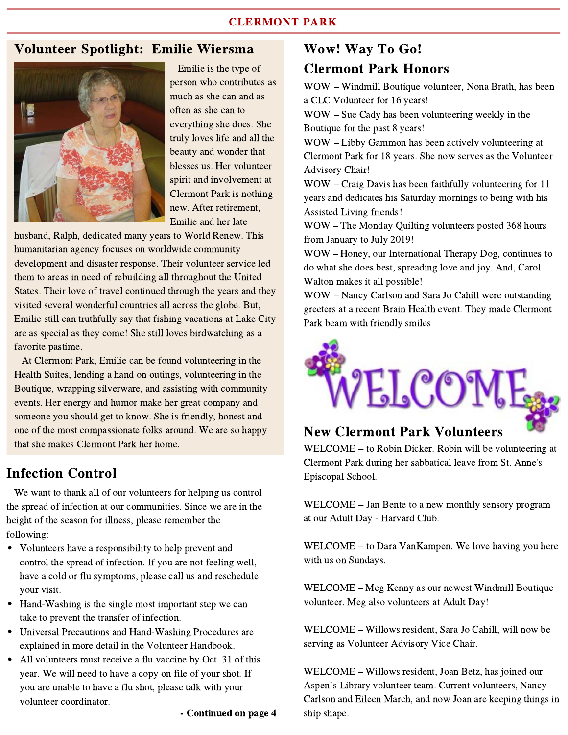## Volunteer Spotlight: Emilie Wiersma

Emilie is the type of person who contributes as much as she can and as often as she can to everything she does. She truly loves life and all the beauty and wonder that blesses us. Her volunteer spirit and involvement at Clermont Park is nothing new. After retirement, Emilie and her late husband, Ralph, dedicated many years to World Renew. This humanitarian agency focuses on worldwide community development and disaster response. Their volunteer service led them to areas in need of rebuilding all throughout the United States. Their love of travel continued through the years and they visited several wonderful countries all across the globe. But, Emilie still can truthfully say that fishing vacations at Lake City are as special as they come! She still loves birdwatching as a favorite pastime.

At Clermont Park, Emilie can be found volunteering in the Health Suites, lending a hand on outings, volunteering in the Boutique, wrapping silverware, and assisting with community events. Her energy and humor make her great company and someone you should get to know. She is friendly, honest and one of the most compassionate folks around. We are so happy that she makes Clermont Park her home.

## Infection Control

We want to thank all of our volunteers for helping us control the spread of infection at our communities. Since we are in the height of the season for illness, please remember the following:

- Volunteers have a responsibility to help prevent and control the spread of infection. If you are not feeling well, have a cold or flu symptoms, please call us and reschedule your visit.
- Hand-Washing is the single most important step we can take to prevent the transfer of infection.
- Universal Precautions and Hand-Washing Procedures are explained in more detail in the Volunteer Handbook.
- All volunteers must receive a flu vaccine by Oct. 31 of this year. We will need to have a copy on file of your shot. If you are unable to have a flu shot, please talk with your volunteer coordinator.

**- Continued on page 4**

## Wow! Way To Go!
## Clermont Park Honors

WOW – Windmill Boutique volunteer, Nona Brath, has been a CLC Volunteer for 16 years!

WOW – Sue Cady has been volunteering weekly in the Boutique for the past 8 years!

WOW – Libby Gammon has been actively volunteering at Clermont Park for 18 years. She now serves as the Volunteer Advisory Chair!

WOW – Craig Davis has been faithfully volunteering for 11 years and dedicates his Saturday mornings to being with his Assisted Living friends!

WOW – The Monday Quilting volunteers posted 368 hours from January to July 2019!

WOW – Honey, our International Therapy Dog, continues to do what she does best, spreading love and joy. And, Carol Walton makes it all possible!

WOW – Nancy Carlson and Sara Jo Cahill were outstanding greeters at a recent Brain Health event. They made Clermont Park beam with friendly smiles

WELCOME

## New Clermont Park Volunteers

WELCOME – to Robin Dicker. Robin will be volunteering at Clermont Park during her sabbatical leave from St. Anne's Episcopal School.

WELCOME – Jan Bente to a new monthly sensory program at our Adult Day - Harvard Club.

WELCOME – to Dara VanKampen. We love having you here with us on Sundays.

WELCOME – Meg Kenny as our newest Windmill Boutique volunteer. Meg also volunteers at Adult Day!

WELCOME – Willows resident, Sara Jo Cahill, will now be serving as Volunteer Advisory Vice Chair.

WELCOME – Willows resident, Joan Betz, has joined our Aspen's Library volunteer team. Current volunteers, Nancy Carlson and Eileen March, and now Joan are keeping things in ship shape.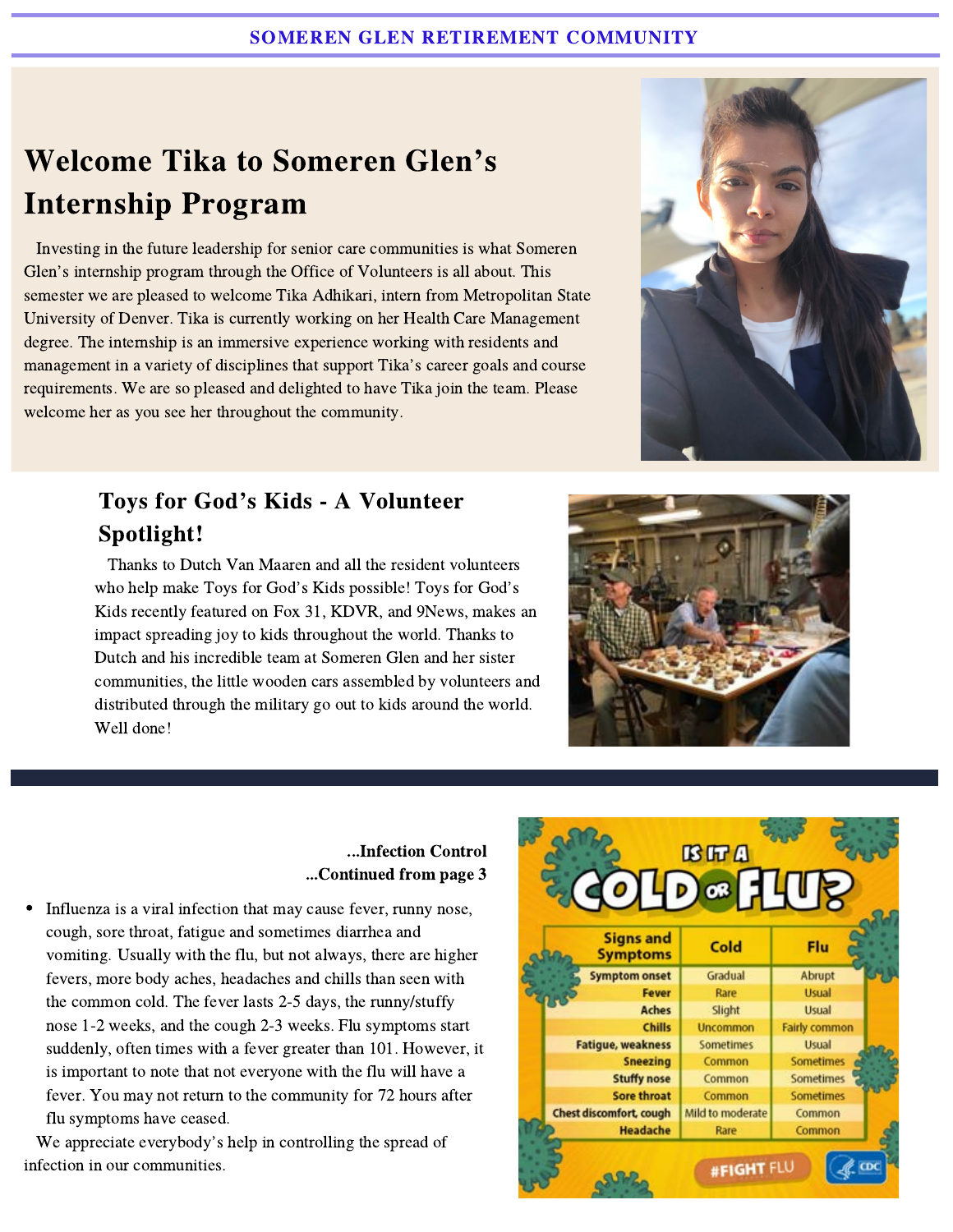# Welcome Tika to Someren Glen's Internship Program

Investing in the future leadership for senior care communities is what Someren Glen's internship program through the Office of Volunteers is all about. This semester we are pleased to welcome Tika Adhikari, intern from Metropolitan State University of Denver. Tika is currently working on her Health Care Management degree. The internship is an immersive experience working with residents and management in a variety of disciplines that support Tika's career goals and course requirements. We are so pleased and delighted to have Tika join the team. Please welcome her as you see her throughout the community.

## Toys for God's Kids - A Volunteer Spotlight!

Thanks to Dutch Van Maaren and all the resident volunteers who help make Toys for God's Kids possible! Toys for God's Kids recently featured on Fox 31, KDVR, and 9News, makes an impact spreading joy to kids throughout the world. Thanks to Dutch and his incredible team at Someren Glen and her sister communities, the little wooden cars assembled by volunteers and distributed through the military go out to kids around the world. Well done!

**...Infection Control**
**...Continued from page 3**

- Influenza is a viral infection that may cause fever, runny nose, cough, sore throat, fatigue and sometimes diarrhea and vomiting. Usually with the flu, but not always, there are higher fevers, more body aches, headaches and chills than seen with the common cold. The fever lasts 2-5 days, the runny/stuffy nose 1-2 weeks, and the cough 2-3 weeks. Flu symptoms start suddenly, often times with a fever greater than 101. However, it is important to note that not everyone with the flu will have a fever. You may not return to the community for 72 hours after flu symptoms have ceased.

We appreciate everybody's help in controlling the spread of infection in our communities.

**IS IT A COLD OR FLU?**

| Signs and Symptoms | Cold | Flu |
|---|---|---|
| Symptom onset | Gradual | Abrupt |
| Fever | Rare | Usual |
| Aches | Slight | Usual |
| Chills | Uncommon | Fairly common |
| Fatigue, weakness | Sometimes | Usual |
| Sneezing | Common | Sometimes |
| Stuffy nose | Common | Sometimes |
| Sore throat | Common | Sometimes |
| Chest discomfort, cough | Mild to moderate | Common |
| Headache | Rare | Common |

#FIGHT FLU CDC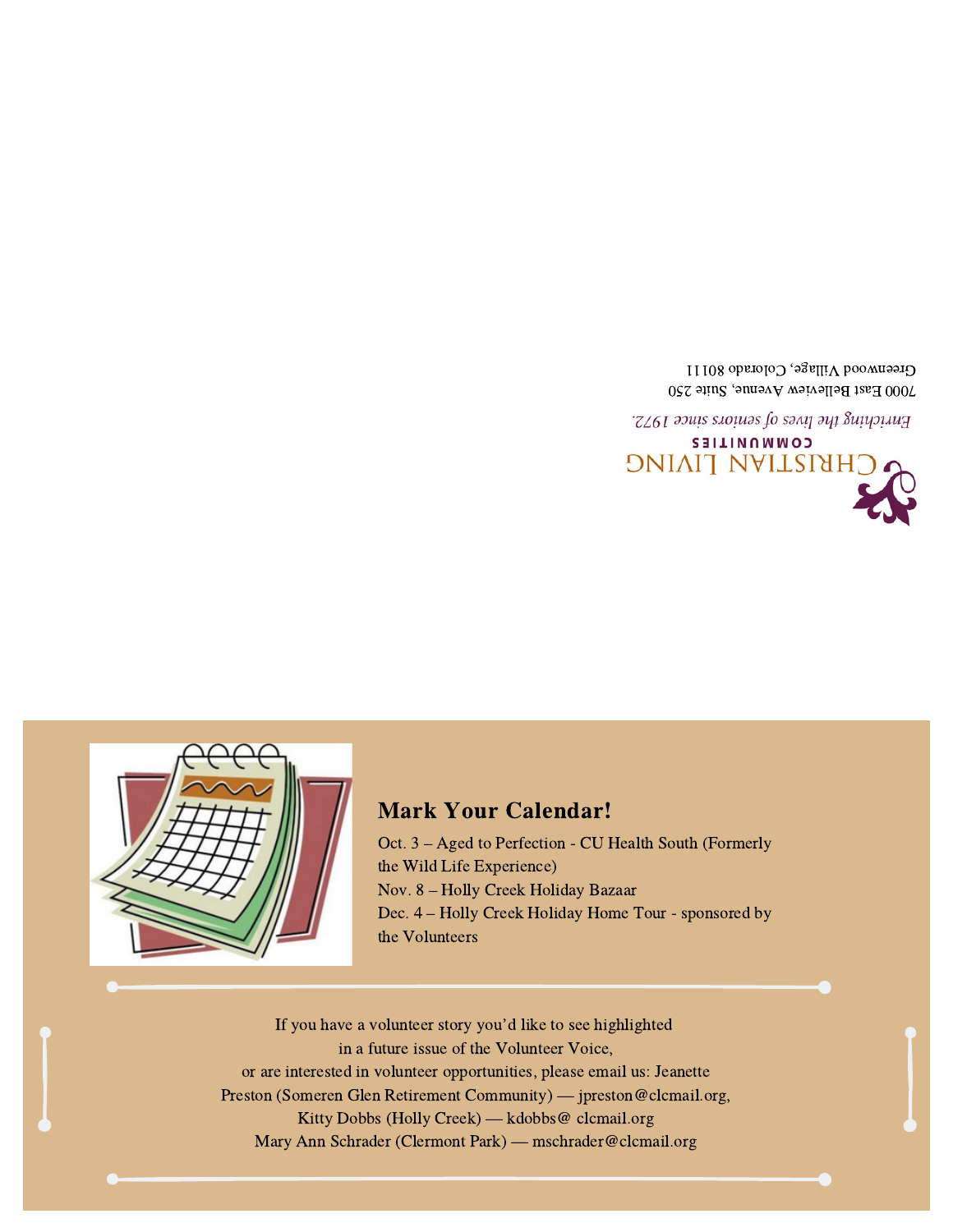Christian Living Communities

*Enriching the lives of seniors since 1972.*

7000 East Belleview Avenue, Suite 250
Greenwood Village, Colorado 80111

## Mark Your Calendar!

Oct. 3 – Aged to Perfection - CU Health South (Formerly the Wild Life Experience)
Nov. 8 – Holly Creek Holiday Bazaar
Dec. 4 – Holly Creek Holiday Home Tour - sponsored by the Volunteers

If you have a volunteer story you'd like to see highlighted in a future issue of the Volunteer Voice, or are interested in volunteer opportunities, please email us: Jeanette Preston (Someren Glen Retirement Community) — jpreston@clcmail.org, Kitty Dobbs (Holly Creek) — kdobbs@ clcmail.org
Mary Ann Schrader (Clermont Park) — mschrader@clcmail.org